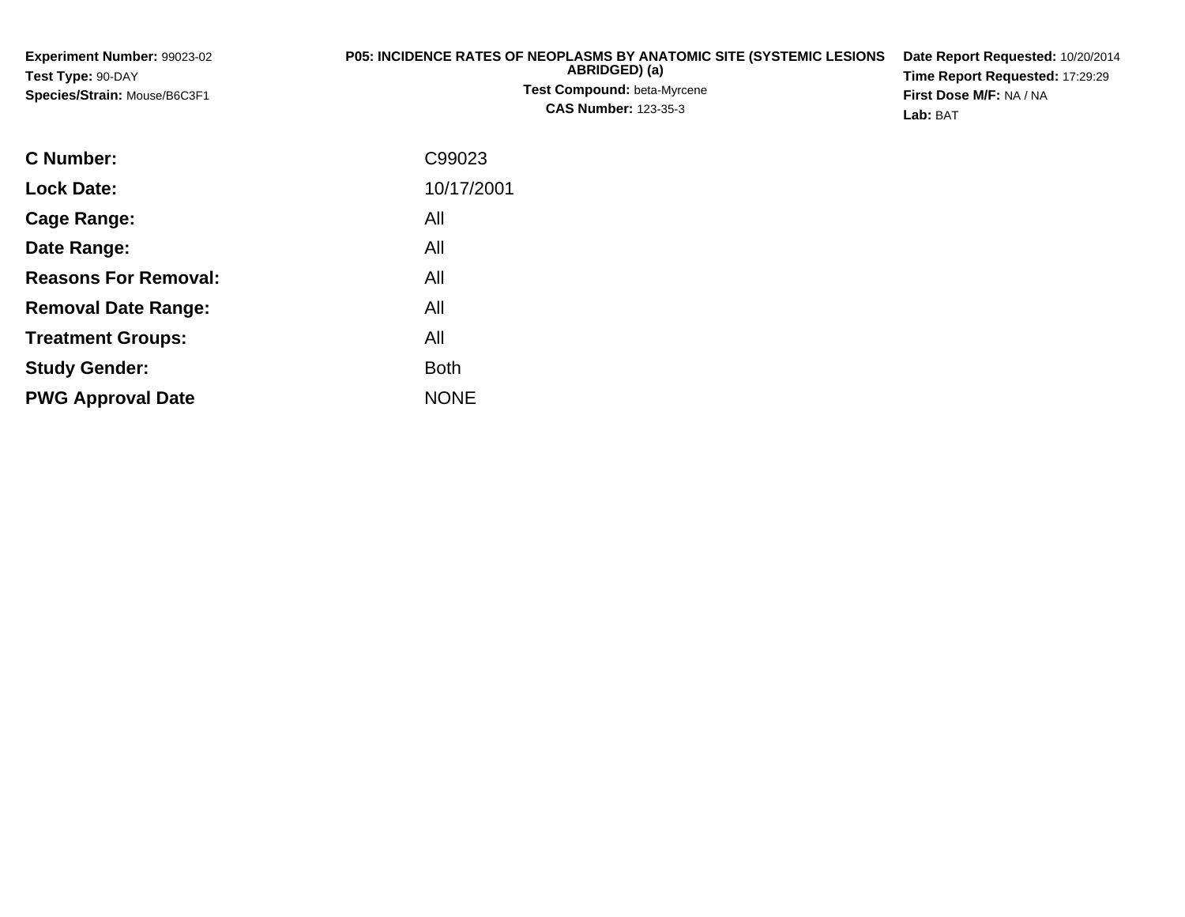**Experiment Number:** 99023-02
**Test Type:** 90-DAY
**Species/Strain:** Mouse/B6C3F1

# P05: INCIDENCE RATES OF NEOPLASMS BY ANATOMIC SITE (SYSTEMIC LESIONS ABRIDGED) (a)

**Test Compound:** beta-Myrcene
**CAS Number:** 123-35-3

**Date Report Requested:** 10/20/2014
**Time Report Requested:** 17:29:29
**First Dose M/F:** NA / NA
**Lab:** BAT

| | |
|---|---|
| **C Number:** | C99023 |
| **Lock Date:** | 10/17/2001 |
| **Cage Range:** | All |
| **Date Range:** | All |
| **Reasons For Removal:** | All |
| **Removal Date Range:** | All |
| **Treatment Groups:** | All |
| **Study Gender:** | Both |
| **PWG Approval Date** | NONE |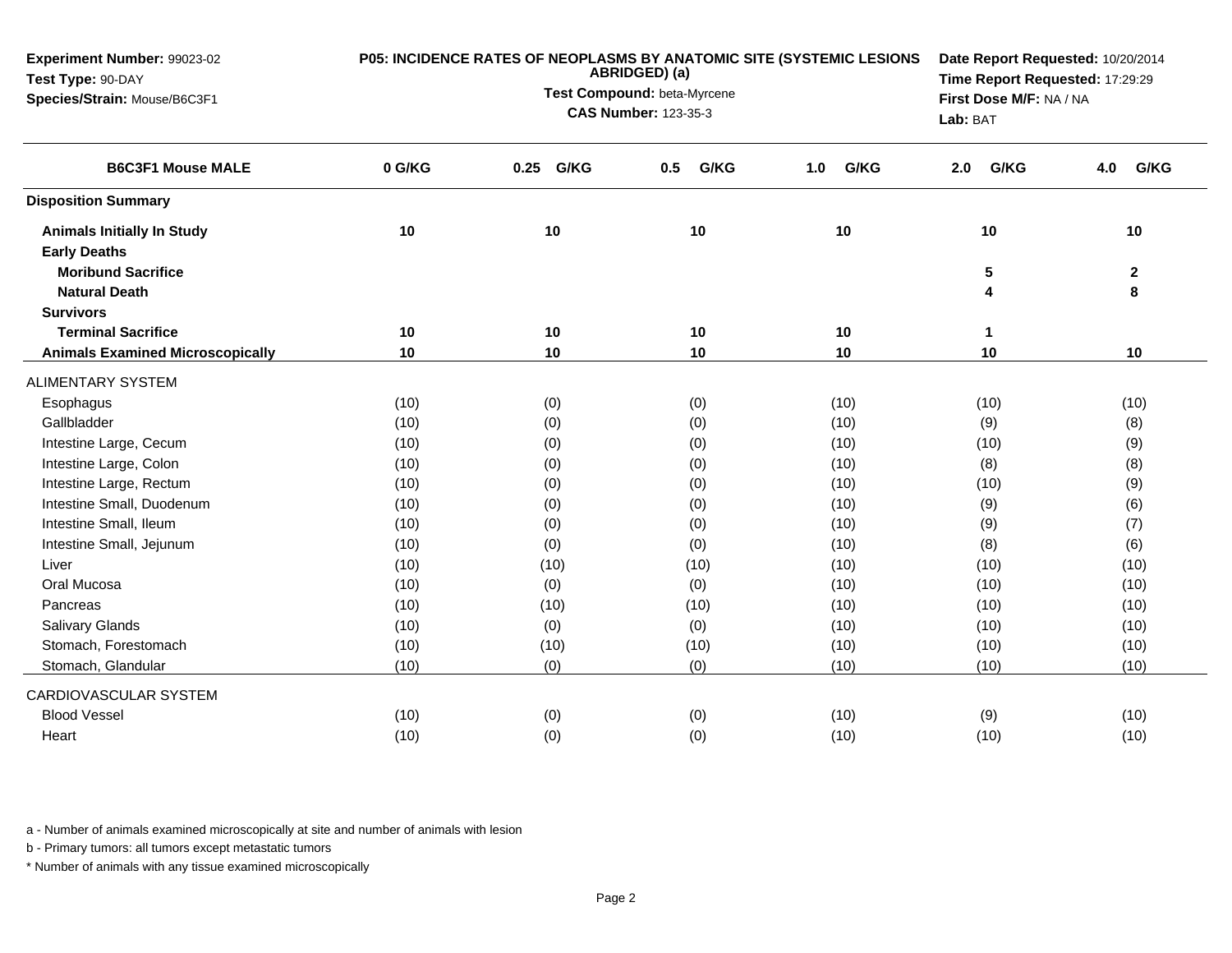**Experiment Number:** 99023-02
**Test Type:** 90-DAY
**Species/Strain:** Mouse/B6C3F1

**P05: INCIDENCE RATES OF NEOPLASMS BY ANATOMIC SITE (SYSTEMIC LESIONS ABRIDGED) (a)**
**Test Compound:** beta-Myrcene
**CAS Number:** 123-35-3

**Date Report Requested:** 10/20/2014
**Time Report Requested:** 17:29:29
**First Dose M/F:** NA / NA
**Lab:** BAT

| B6C3F1 Mouse MALE | 0 G/KG | 0.25 G/KG | 0.5 G/KG | 1.0 G/KG | 2.0 G/KG | 4.0 G/KG |
|---|---|---|---|---|---|---|
| **Disposition Summary** | | | | | | |
| **Animals Initially In Study** | **10** | **10** | **10** | **10** | **10** | **10** |
| **Early Deaths** | | | | | | |
| **Moribund Sacrifice** | | | | | **5** | **2** |
| **Natural Death** | | | | | **4** | **8** |
| **Survivors** | | | | | | |
| **Terminal Sacrifice** | **10** | **10** | **10** | **10** | **1** | |
| **Animals Examined Microscopically** | **10** | **10** | **10** | **10** | **10** | **10** |
| ALIMENTARY SYSTEM | | | | | | |
| Esophagus | (10) | (0) | (0) | (10) | (10) | (10) |
| Gallbladder | (10) | (0) | (0) | (10) | (9) | (8) |
| Intestine Large, Cecum | (10) | (0) | (0) | (10) | (10) | (9) |
| Intestine Large, Colon | (10) | (0) | (0) | (10) | (8) | (8) |
| Intestine Large, Rectum | (10) | (0) | (0) | (10) | (10) | (9) |
| Intestine Small, Duodenum | (10) | (0) | (0) | (10) | (9) | (6) |
| Intestine Small, Ileum | (10) | (0) | (0) | (10) | (9) | (7) |
| Intestine Small, Jejunum | (10) | (0) | (0) | (10) | (8) | (6) |
| Liver | (10) | (10) | (10) | (10) | (10) | (10) |
| Oral Mucosa | (10) | (0) | (0) | (10) | (10) | (10) |
| Pancreas | (10) | (10) | (10) | (10) | (10) | (10) |
| Salivary Glands | (10) | (0) | (0) | (10) | (10) | (10) |
| Stomach, Forestomach | (10) | (10) | (10) | (10) | (10) | (10) |
| Stomach, Glandular | (10) | (0) | (0) | (10) | (10) | (10) |
| CARDIOVASCULAR SYSTEM | | | | | | |
| Blood Vessel | (10) | (0) | (0) | (10) | (9) | (10) |
| Heart | (10) | (0) | (0) | (10) | (10) | (10) |

a - Number of animals examined microscopically at site and number of animals with lesion

b - Primary tumors: all tumors except metastatic tumors

* Number of animals with any tissue examined microscopically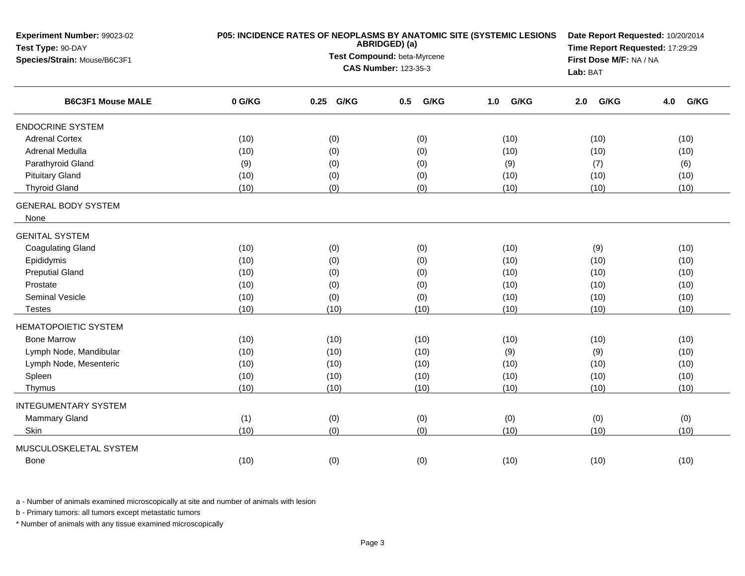**Experiment Number:** 99023-02
**Test Type:** 90-DAY
**Species/Strain:** Mouse/B6C3F1

**P05: INCIDENCE RATES OF NEOPLASMS BY ANATOMIC SITE (SYSTEMIC LESIONS ABRIDGED) (a)**
**Test Compound:** beta-Myrcene
**CAS Number:** 123-35-3

**Date Report Requested:** 10/20/2014
**Time Report Requested:** 17:29:29
**First Dose M/F:** NA / NA
**Lab:** BAT

| B6C3F1 Mouse MALE | 0 G/KG | 0.25 G/KG | 0.5 G/KG | 1.0 G/KG | 2.0 G/KG | 4.0 G/KG |
|---|---|---|---|---|---|---|
| ENDOCRINE SYSTEM | | | | | | |
| Adrenal Cortex | (10) | (0) | (0) | (10) | (10) | (10) |
| Adrenal Medulla | (10) | (0) | (0) | (10) | (10) | (10) |
| Parathyroid Gland | (9) | (0) | (0) | (9) | (7) | (6) |
| Pituitary Gland | (10) | (0) | (0) | (10) | (10) | (10) |
| Thyroid Gland | (10) | (0) | (0) | (10) | (10) | (10) |
| GENERAL BODY SYSTEM | | | | | | |
| None | | | | | | |
| GENITAL SYSTEM | | | | | | |
| Coagulating Gland | (10) | (0) | (0) | (10) | (9) | (10) |
| Epididymis | (10) | (0) | (0) | (10) | (10) | (10) |
| Preputial Gland | (10) | (0) | (0) | (10) | (10) | (10) |
| Prostate | (10) | (0) | (0) | (10) | (10) | (10) |
| Seminal Vesicle | (10) | (0) | (0) | (10) | (10) | (10) |
| Testes | (10) | (10) | (10) | (10) | (10) | (10) |
| HEMATOPOIETIC SYSTEM | | | | | | |
| Bone Marrow | (10) | (10) | (10) | (10) | (10) | (10) |
| Lymph Node, Mandibular | (10) | (10) | (10) | (9) | (9) | (10) |
| Lymph Node, Mesenteric | (10) | (10) | (10) | (10) | (10) | (10) |
| Spleen | (10) | (10) | (10) | (10) | (10) | (10) |
| Thymus | (10) | (10) | (10) | (10) | (10) | (10) |
| INTEGUMENTARY SYSTEM | | | | | | |
| Mammary Gland | (1) | (0) | (0) | (0) | (0) | (0) |
| Skin | (10) | (0) | (0) | (10) | (10) | (10) |
| MUSCULOSKELETAL SYSTEM | | | | | | |
| Bone | (10) | (0) | (0) | (10) | (10) | (10) |

a - Number of animals examined microscopically at site and number of animals with lesion

b - Primary tumors: all tumors except metastatic tumors

* Number of animals with any tissue examined microscopically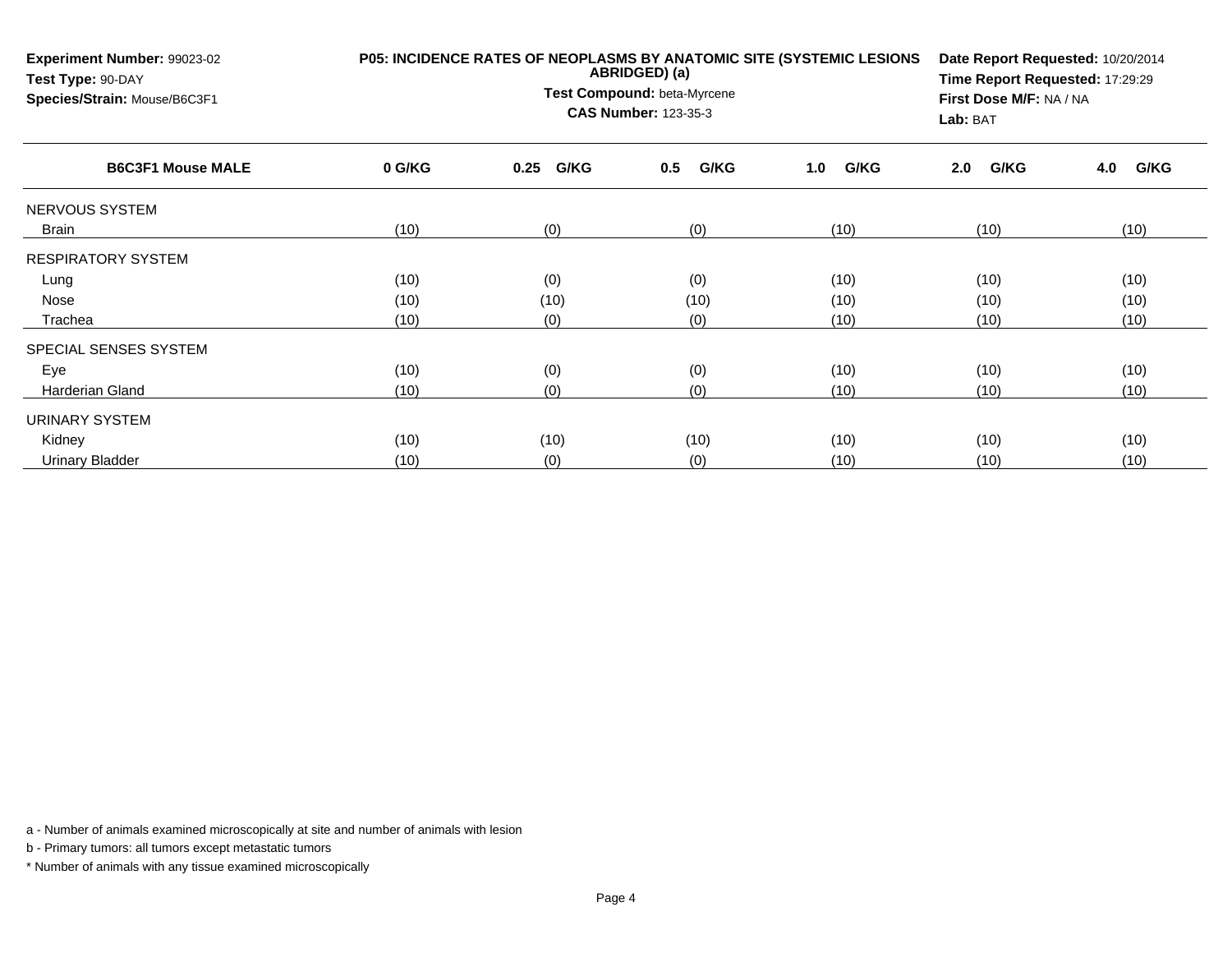**Experiment Number:** 99023-02
**Test Type:** 90-DAY
**Species/Strain:** Mouse/B6C3F1

**P05: INCIDENCE RATES OF NEOPLASMS BY ANATOMIC SITE (SYSTEMIC LESIONS ABRIDGED) (a)**
**Test Compound:** beta-Myrcene
**CAS Number:** 123-35-3

**Date Report Requested:** 10/20/2014
**Time Report Requested:** 17:29:29
**First Dose M/F:** NA / NA
**Lab:** BAT

| B6C3F1 Mouse MALE | 0 G/KG | 0.25 G/KG | 0.5 G/KG | 1.0 G/KG | 2.0 G/KG | 4.0 G/KG |
|---|---|---|---|---|---|---|
| NERVOUS SYSTEM | | | | | | |
| Brain | (10) | (0) | (0) | (10) | (10) | (10) |
| RESPIRATORY SYSTEM | | | | | | |
| Lung | (10) | (0) | (0) | (10) | (10) | (10) |
| Nose | (10) | (10) | (10) | (10) | (10) | (10) |
| Trachea | (10) | (0) | (0) | (10) | (10) | (10) |
| SPECIAL SENSES SYSTEM | | | | | | |
| Eye | (10) | (0) | (0) | (10) | (10) | (10) |
| Harderian Gland | (10) | (0) | (0) | (10) | (10) | (10) |
| URINARY SYSTEM | | | | | | |
| Kidney | (10) | (10) | (10) | (10) | (10) | (10) |
| Urinary Bladder | (10) | (0) | (0) | (10) | (10) | (10) |

a - Number of animals examined microscopically at site and number of animals with lesion

b - Primary tumors: all tumors except metastatic tumors

* Number of animals with any tissue examined microscopically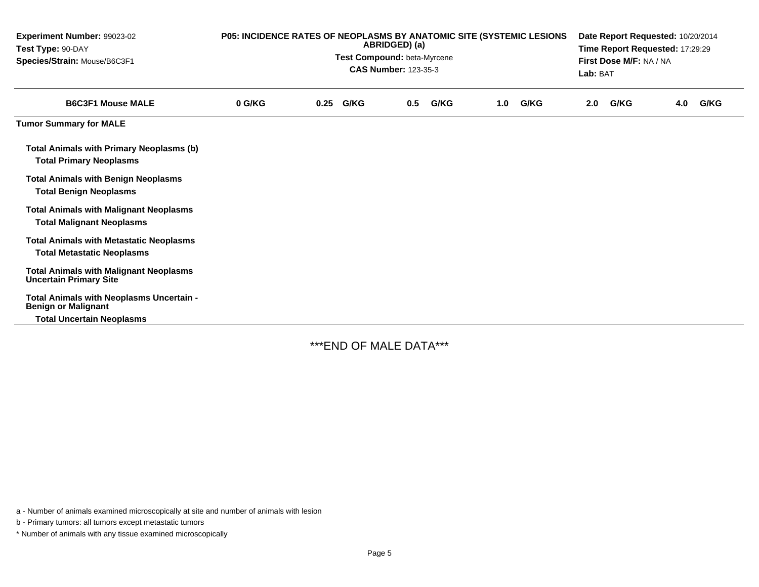**Experiment Number:** 99023-02
**Test Type:** 90-DAY
**Species/Strain:** Mouse/B6C3F1

**P05: INCIDENCE RATES OF NEOPLASMS BY ANATOMIC SITE (SYSTEMIC LESIONS ABRIDGED) (a)**
**Test Compound:** beta-Myrcene
**CAS Number:** 123-35-3

**Date Report Requested:** 10/20/2014
**Time Report Requested:** 17:29:29
**First Dose M/F:** NA / NA
**Lab:** BAT

| B6C3F1 Mouse MALE | 0 G/KG | 0.25 G/KG | 0.5 G/KG | 1.0 G/KG | 2.0 G/KG | 4.0 G/KG |
|---|---|---|---|---|---|---|
| **Tumor Summary for MALE** | | | | | | |
| **Total Animals with Primary Neoplasms (b)** | | | | | | |
| **Total Primary Neoplasms** | | | | | | |
| **Total Animals with Benign Neoplasms** | | | | | | |
| **Total Benign Neoplasms** | | | | | | |
| **Total Animals with Malignant Neoplasms** | | | | | | |
| **Total Malignant Neoplasms** | | | | | | |
| **Total Animals with Metastatic Neoplasms** | | | | | | |
| **Total Metastatic Neoplasms** | | | | | | |
| **Total Animals with Malignant Neoplasms Uncertain Primary Site** | | | | | | |
| **Total Animals with Neoplasms Uncertain - Benign or Malignant** | | | | | | |
| **Total Uncertain Neoplasms** | | | | | | |

***END OF MALE DATA***

a - Number of animals examined microscopically at site and number of animals with lesion

b - Primary tumors: all tumors except metastatic tumors

* Number of animals with any tissue examined microscopically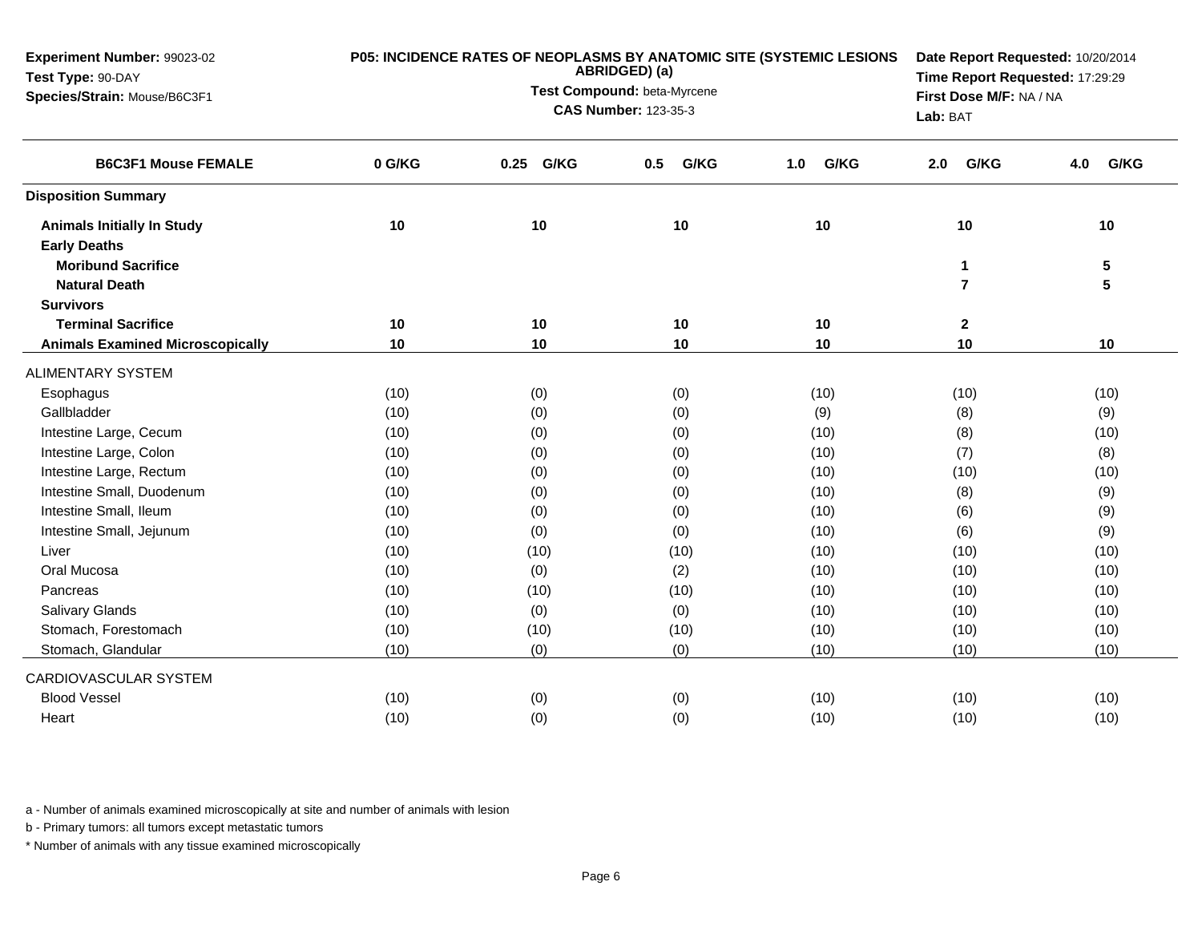**Experiment Number:** 99023-02
**Test Type:** 90-DAY
**Species/Strain:** Mouse/B6C3F1

**P05: INCIDENCE RATES OF NEOPLASMS BY ANATOMIC SITE (SYSTEMIC LESIONS ABRIDGED) (a)**
**Test Compound:** beta-Myrcene
**CAS Number:** 123-35-3

**Date Report Requested:** 10/20/2014
**Time Report Requested:** 17:29:29
**First Dose M/F:** NA / NA
**Lab:** BAT

| B6C3F1 Mouse FEMALE | 0 G/KG | 0.25 G/KG | 0.5 G/KG | 1.0 G/KG | 2.0 G/KG | 4.0 G/KG |
|---|---|---|---|---|---|---|
| **Disposition Summary** | | | | | | |
| **Animals Initially In Study** | **10** | **10** | **10** | **10** | **10** | **10** |
| **Early Deaths** | | | | | | |
| **Moribund Sacrifice** | | | | | **1** | **5** |
| **Natural Death** | | | | | **7** | **5** |
| **Survivors** | | | | | | |
| **Terminal Sacrifice** | **10** | **10** | **10** | **10** | **2** | |
| **Animals Examined Microscopically** | **10** | **10** | **10** | **10** | **10** | **10** |
| ALIMENTARY SYSTEM | | | | | | |
| Esophagus | (10) | (0) | (0) | (10) | (10) | (10) |
| Gallbladder | (10) | (0) | (0) | (9) | (8) | (9) |
| Intestine Large, Cecum | (10) | (0) | (0) | (10) | (8) | (10) |
| Intestine Large, Colon | (10) | (0) | (0) | (10) | (7) | (8) |
| Intestine Large, Rectum | (10) | (0) | (0) | (10) | (10) | (10) |
| Intestine Small, Duodenum | (10) | (0) | (0) | (10) | (8) | (9) |
| Intestine Small, Ileum | (10) | (0) | (0) | (10) | (6) | (9) |
| Intestine Small, Jejunum | (10) | (0) | (0) | (10) | (6) | (9) |
| Liver | (10) | (10) | (10) | (10) | (10) | (10) |
| Oral Mucosa | (10) | (0) | (2) | (10) | (10) | (10) |
| Pancreas | (10) | (10) | (10) | (10) | (10) | (10) |
| Salivary Glands | (10) | (0) | (0) | (10) | (10) | (10) |
| Stomach, Forestomach | (10) | (10) | (10) | (10) | (10) | (10) |
| Stomach, Glandular | (10) | (0) | (0) | (10) | (10) | (10) |
| CARDIOVASCULAR SYSTEM | | | | | | |
| Blood Vessel | (10) | (0) | (0) | (10) | (10) | (10) |
| Heart | (10) | (0) | (0) | (10) | (10) | (10) |

a - Number of animals examined microscopically at site and number of animals with lesion

b - Primary tumors: all tumors except metastatic tumors

* Number of animals with any tissue examined microscopically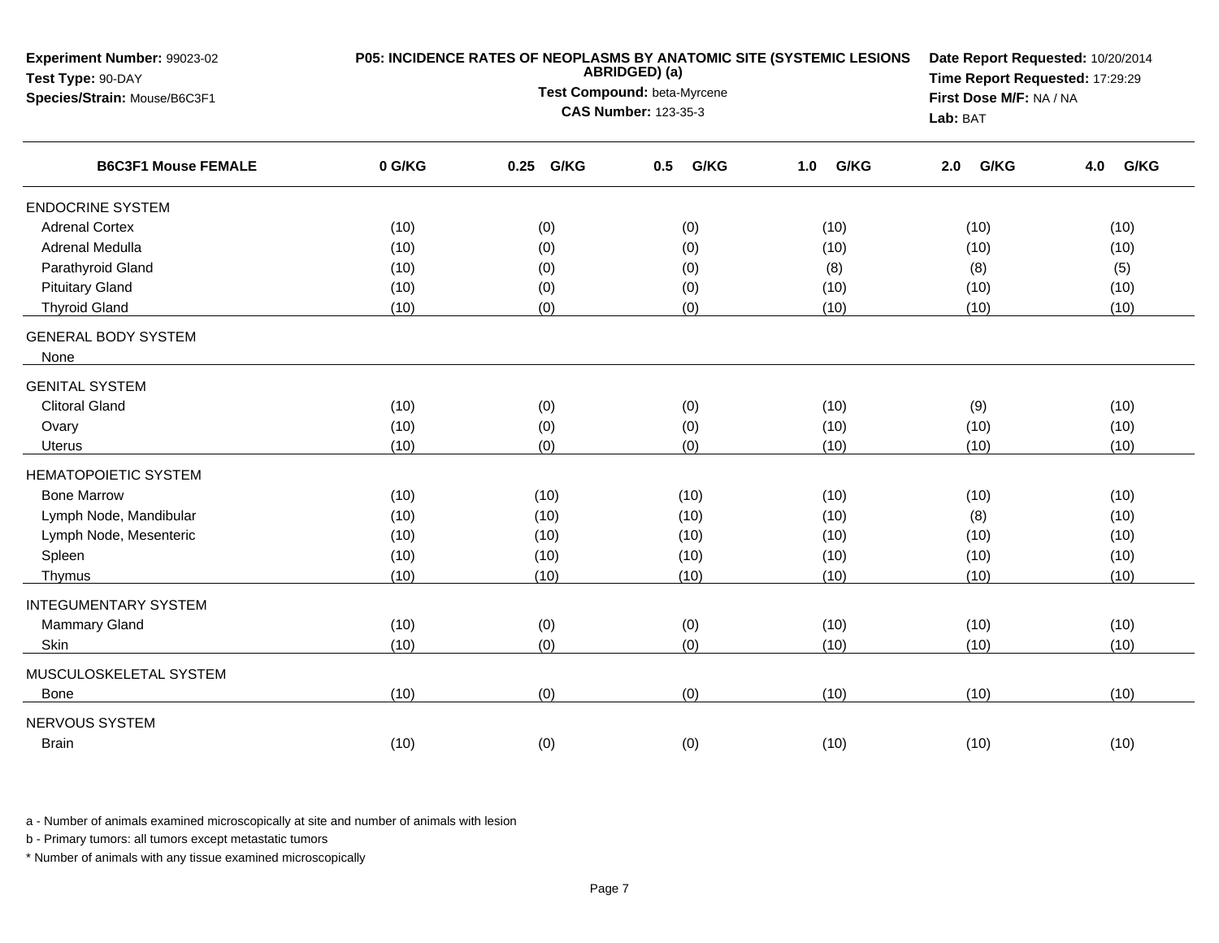**Experiment Number:** 99023-02
**Test Type:** 90-DAY
**Species/Strain:** Mouse/B6C3F1

**P05: INCIDENCE RATES OF NEOPLASMS BY ANATOMIC SITE (SYSTEMIC LESIONS ABRIDGED) (a)**
**Test Compound:** beta-Myrcene
**CAS Number:** 123-35-3

**Date Report Requested:** 10/20/2014
**Time Report Requested:** 17:29:29
**First Dose M/F:** NA / NA
**Lab:** BAT

| B6C3F1 Mouse FEMALE | 0 G/KG | 0.25 G/KG | 0.5 G/KG | 1.0 G/KG | 2.0 G/KG | 4.0 G/KG |
|---|---|---|---|---|---|---|
| ENDOCRINE SYSTEM | | | | | | |
| Adrenal Cortex | (10) | (0) | (0) | (10) | (10) | (10) |
| Adrenal Medulla | (10) | (0) | (0) | (10) | (10) | (10) |
| Parathyroid Gland | (10) | (0) | (0) | (8) | (8) | (5) |
| Pituitary Gland | (10) | (0) | (0) | (10) | (10) | (10) |
| Thyroid Gland | (10) | (0) | (0) | (10) | (10) | (10) |
| GENERAL BODY SYSTEM | | | | | | |
| None | | | | | | |
| GENITAL SYSTEM | | | | | | |
| Clitoral Gland | (10) | (0) | (0) | (10) | (9) | (10) |
| Ovary | (10) | (0) | (0) | (10) | (10) | (10) |
| Uterus | (10) | (0) | (0) | (10) | (10) | (10) |
| HEMATOPOIETIC SYSTEM | | | | | | |
| Bone Marrow | (10) | (10) | (10) | (10) | (10) | (10) |
| Lymph Node, Mandibular | (10) | (10) | (10) | (10) | (8) | (10) |
| Lymph Node, Mesenteric | (10) | (10) | (10) | (10) | (10) | (10) |
| Spleen | (10) | (10) | (10) | (10) | (10) | (10) |
| Thymus | (10) | (10) | (10) | (10) | (10) | (10) |
| INTEGUMENTARY SYSTEM | | | | | | |
| Mammary Gland | (10) | (0) | (0) | (10) | (10) | (10) |
| Skin | (10) | (0) | (0) | (10) | (10) | (10) |
| MUSCULOSKELETAL SYSTEM | | | | | | |
| Bone | (10) | (0) | (0) | (10) | (10) | (10) |
| NERVOUS SYSTEM | | | | | | |
| Brain | (10) | (0) | (0) | (10) | (10) | (10) |

a - Number of animals examined microscopically at site and number of animals with lesion

b - Primary tumors: all tumors except metastatic tumors

* Number of animals with any tissue examined microscopically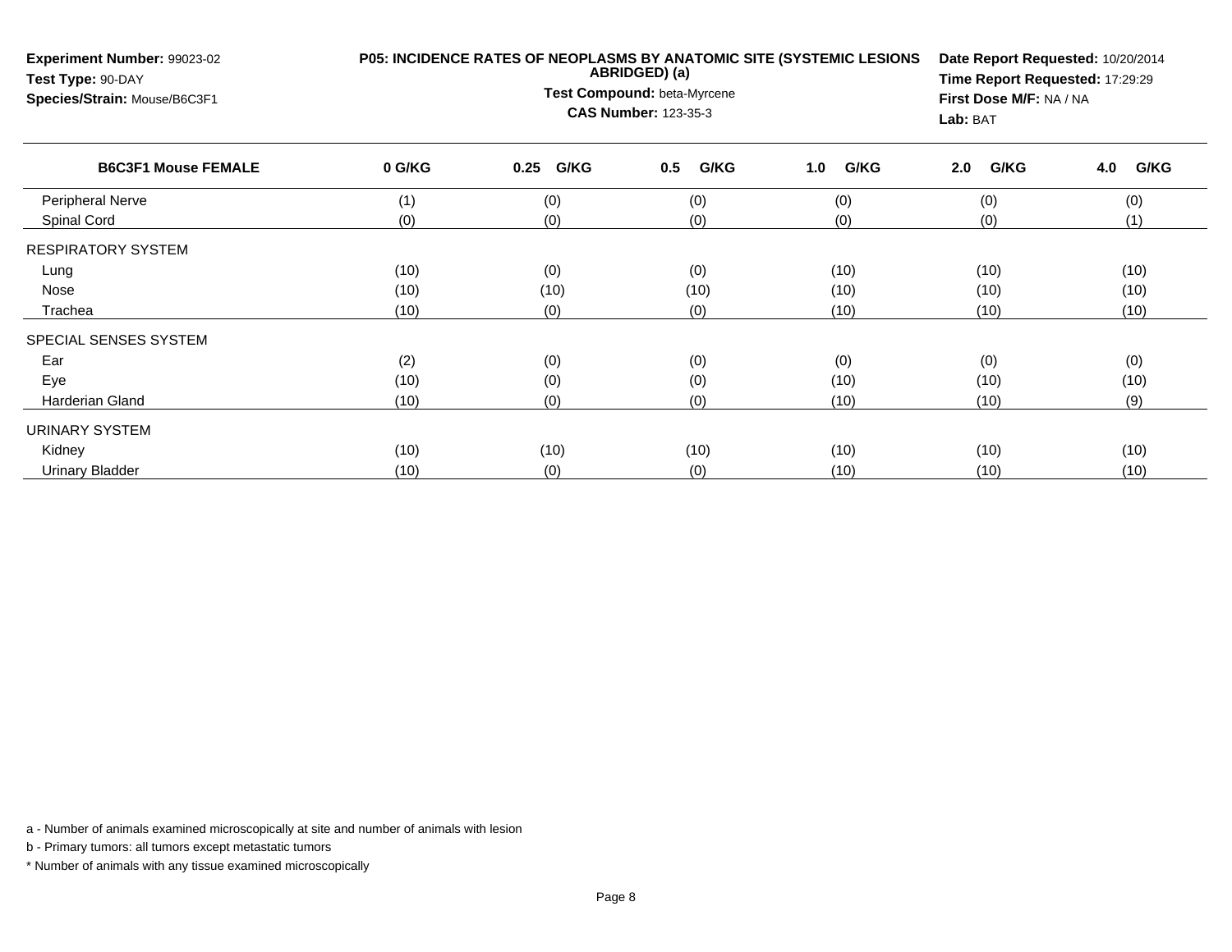**Experiment Number:** 99023-02
**Test Type:** 90-DAY
**Species/Strain:** Mouse/B6C3F1

**P05: INCIDENCE RATES OF NEOPLASMS BY ANATOMIC SITE (SYSTEMIC LESIONS ABRIDGED) (a)**
**Test Compound:** beta-Myrcene
**CAS Number:** 123-35-3

**Date Report Requested:** 10/20/2014
**Time Report Requested:** 17:29:29
**First Dose M/F:** NA / NA
**Lab:** BAT

| B6C3F1 Mouse FEMALE | 0 G/KG | 0.25 G/KG | 0.5 G/KG | 1.0 G/KG | 2.0 G/KG | 4.0 G/KG |
|---|---|---|---|---|---|---|
| Peripheral Nerve | (1) | (0) | (0) | (0) | (0) | (0) |
| Spinal Cord | (0) | (0) | (0) | (0) | (0) | (1) |
| RESPIRATORY SYSTEM | | | | | | |
| Lung | (10) | (0) | (0) | (10) | (10) | (10) |
| Nose | (10) | (10) | (10) | (10) | (10) | (10) |
| Trachea | (10) | (0) | (0) | (10) | (10) | (10) |
| SPECIAL SENSES SYSTEM | | | | | | |
| Ear | (2) | (0) | (0) | (0) | (0) | (0) |
| Eye | (10) | (0) | (0) | (10) | (10) | (10) |
| Harderian Gland | (10) | (0) | (0) | (10) | (10) | (9) |
| URINARY SYSTEM | | | | | | |
| Kidney | (10) | (10) | (10) | (10) | (10) | (10) |
| Urinary Bladder | (10) | (0) | (0) | (10) | (10) | (10) |

a - Number of animals examined microscopically at site and number of animals with lesion

b - Primary tumors: all tumors except metastatic tumors

* Number of animals with any tissue examined microscopically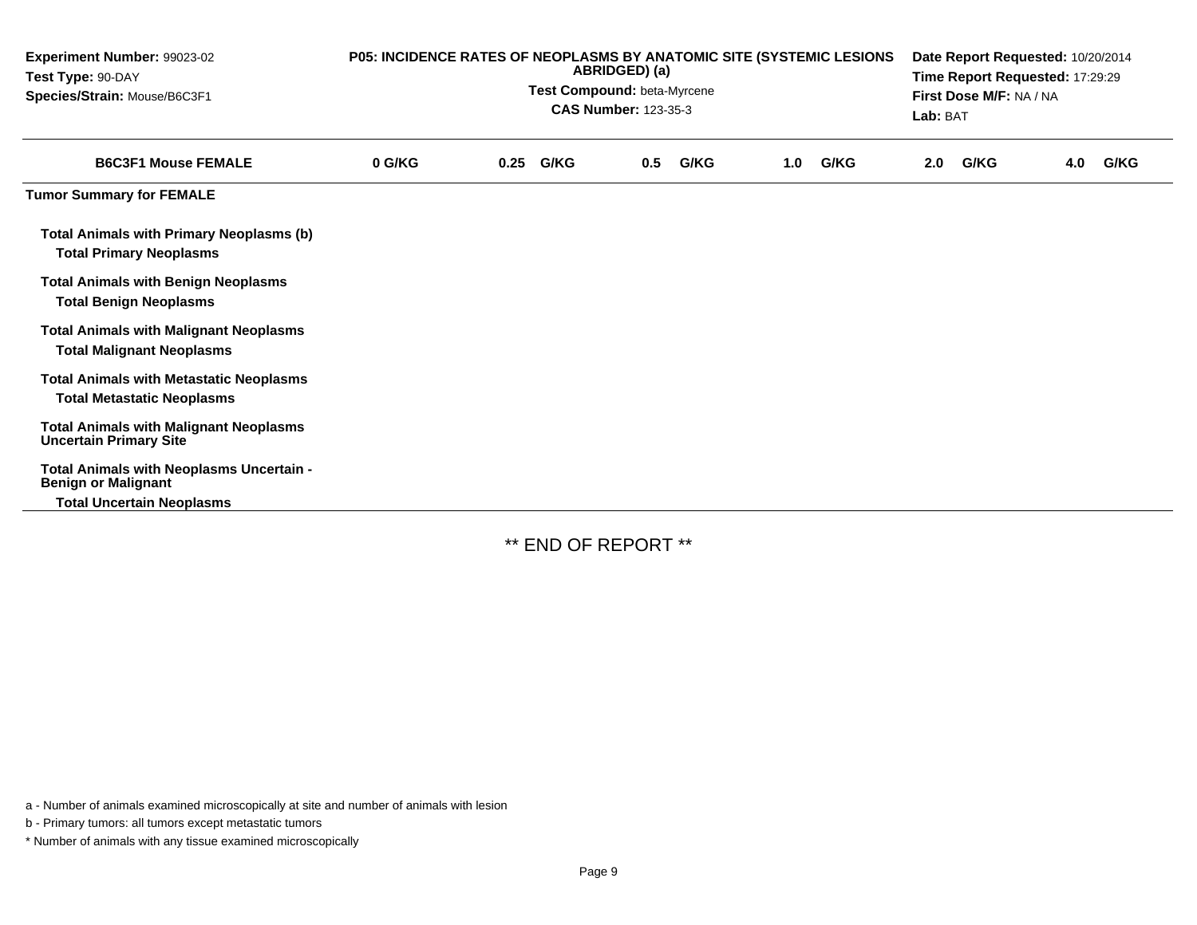**Experiment Number:** 99023-02
**Test Type:** 90-DAY
**Species/Strain:** Mouse/B6C3F1

**P05: INCIDENCE RATES OF NEOPLASMS BY ANATOMIC SITE (SYSTEMIC LESIONS ABRIDGED) (a)**
**Test Compound:** beta-Myrcene
**CAS Number:** 123-35-3

**Date Report Requested:** 10/20/2014
**Time Report Requested:** 17:29:29
**First Dose M/F:** NA / NA
**Lab:** BAT

| B6C3F1 Mouse FEMALE | 0 G/KG | 0.25 G/KG | 0.5 G/KG | 1.0 G/KG | 2.0 G/KG | 4.0 G/KG |
|---|---|---|---|---|---|---|
| **Tumor Summary for FEMALE** | | | | | | |
| **Total Animals with Primary Neoplasms (b)** | | | | | | |
| **Total Primary Neoplasms** | | | | | | |
| **Total Animals with Benign Neoplasms** | | | | | | |
| **Total Benign Neoplasms** | | | | | | |
| **Total Animals with Malignant Neoplasms** | | | | | | |
| **Total Malignant Neoplasms** | | | | | | |
| **Total Animals with Metastatic Neoplasms** | | | | | | |
| **Total Metastatic Neoplasms** | | | | | | |
| **Total Animals with Malignant Neoplasms Uncertain Primary Site** | | | | | | |
| **Total Animals with Neoplasms Uncertain - Benign or Malignant** | | | | | | |
| **Total Uncertain Neoplasms** | | | | | | |

** END OF REPORT **

a - Number of animals examined microscopically at site and number of animals with lesion

b - Primary tumors: all tumors except metastatic tumors

* Number of animals with any tissue examined microscopically